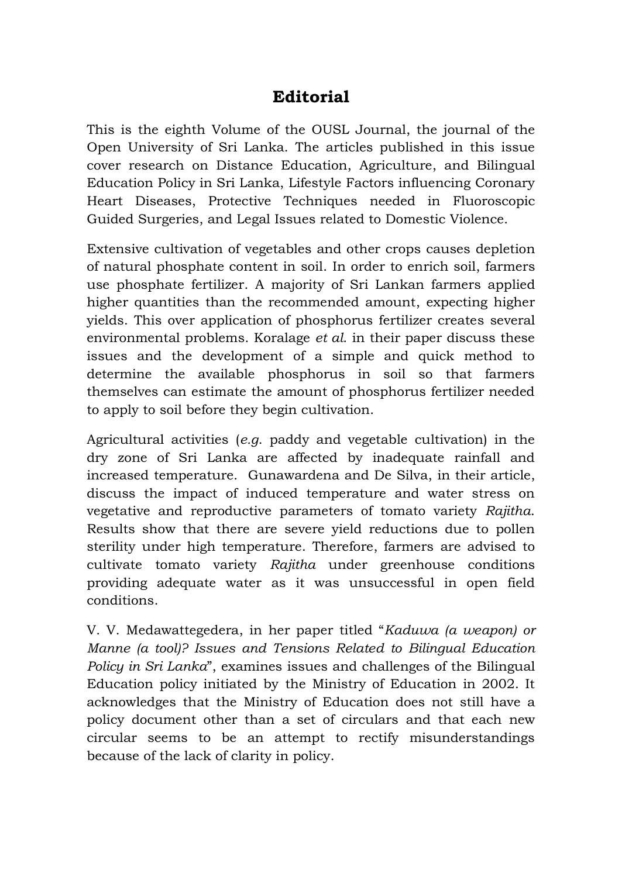# Editorial

This is the eighth Volume of the OUSL Journal, the journal of the Open University of Sri Lanka. The articles published in this issue cover research on Distance Education, Agriculture, and Bilingual Education Policy in Sri Lanka, Lifestyle Factors influencing Coronary Heart Diseases, Protective Techniques needed in Fluoroscopic Guided Surgeries, and Legal Issues related to Domestic Violence.

Extensive cultivation of vegetables and other crops causes depletion of natural phosphate content in soil. In order to enrich soil, farmers use phosphate fertilizer. A majority of Sri Lankan farmers applied higher quantities than the recommended amount, expecting higher yields. This over application of phosphorus fertilizer creates several environmental problems. Koralage *et al*. in their paper discuss these issues and the development of a simple and quick method to determine the available phosphorus in soil so that farmers themselves can estimate the amount of phosphorus fertilizer needed to apply to soil before they begin cultivation.

Agricultural activities (*e.g*. paddy and vegetable cultivation) in the dry zone of Sri Lanka are affected by inadequate rainfall and increased temperature. Gunawardena and De Silva, in their article, discuss the impact of induced temperature and water stress on vegetative and reproductive parameters of tomato variety *Rajitha*. Results show that there are severe yield reductions due to pollen sterility under high temperature. Therefore, farmers are advised to cultivate tomato variety *Rajitha* under greenhouse conditions providing adequate water as it was unsuccessful in open field conditions.

V. V. Medawattegedera, in her paper titled "*Kaduwa (a weapon) or Manne (a tool)? Issues and Tensions Related to Bilingual Education Policy in Sri Lanka*", examines issues and challenges of the Bilingual Education policy initiated by the Ministry of Education in 2002. It acknowledges that the Ministry of Education does not still have a policy document other than a set of circulars and that each new circular seems to be an attempt to rectify misunderstandings because of the lack of clarity in policy.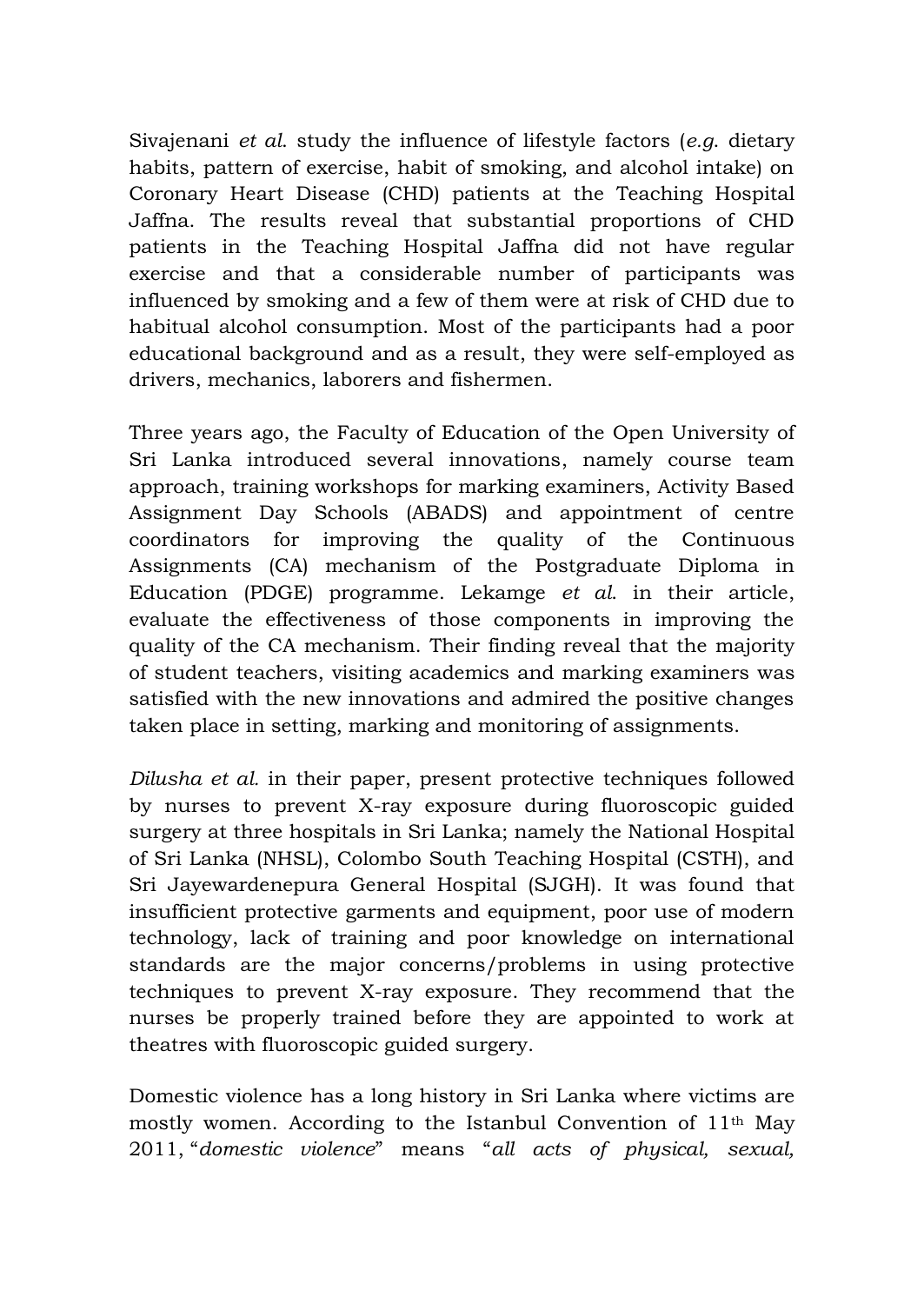Sivajenani *et al*. study the influence of lifestyle factors (*e.g*. dietary habits, pattern of exercise, habit of smoking, and alcohol intake) on Coronary Heart Disease (CHD) patients at the Teaching Hospital Jaffna. The results reveal that substantial proportions of CHD patients in the Teaching Hospital Jaffna did not have regular exercise and that a considerable number of participants was influenced by smoking and a few of them were at risk of CHD due to habitual alcohol consumption. Most of the participants had a poor educational background and as a result, they were self-employed as drivers, mechanics, laborers and fishermen.

Three years ago, the Faculty of Education of the Open University of Sri Lanka introduced several innovations, namely course team approach, training workshops for marking examiners, Activity Based Assignment Day Schools (ABADS) and appointment of centre coordinators for improving the quality of the Continuous Assignments (CA) mechanism of the Postgraduate Diploma in Education (PDGE) programme. Lekamge *et al*. in their article, evaluate the effectiveness of those components in improving the quality of the CA mechanism. Their finding reveal that the majority of student teachers, visiting academics and marking examiners was satisfied with the new innovations and admired the positive changes taken place in setting, marking and monitoring of assignments.

*Dilusha et al.* in their paper, present protective techniques followed by nurses to prevent X-ray exposure during fluoroscopic guided surgery at three hospitals in Sri Lanka; namely the National Hospital of Sri Lanka (NHSL), Colombo South Teaching Hospital (CSTH), and Sri Jayewardenepura General Hospital (SJGH). It was found that insufficient protective garments and equipment, poor use of modern technology, lack of training and poor knowledge on international standards are the major concerns/problems in using protective techniques to prevent X-ray exposure. They recommend that the nurses be properly trained before they are appointed to work at theatres with fluoroscopic guided surgery.

Domestic violence has a long history in Sri Lanka where victims are mostly women. According to the Istanbul Convention of 11th May 2011, "*domestic violence*" means "*all acts of physical, sexual,*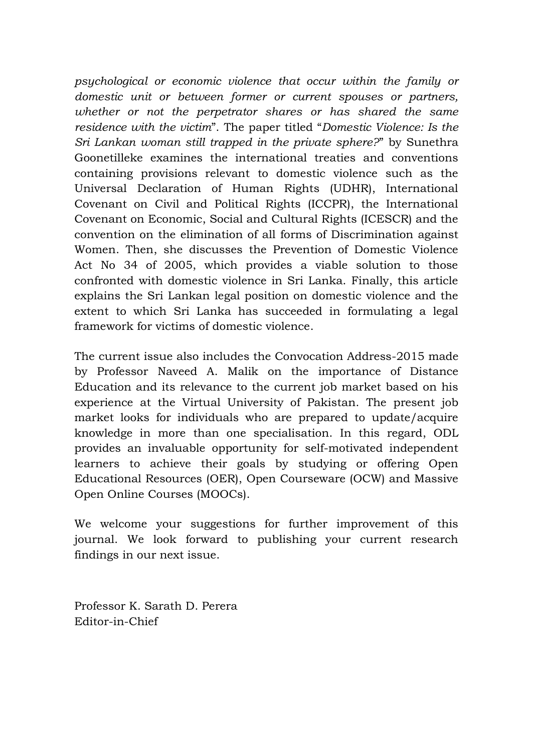*psychological or economic violence that occur within the family or domestic unit or between former or current spouses or partners, whether or not the perpetrator shares or has shared the same residence with the victim*". The paper titled "*Domestic Violence: Is the Sri Lankan woman still trapped in the private sphere?*" by Sunethra Goonetilleke examines the international treaties and conventions containing provisions relevant to domestic violence such as the Universal Declaration of Human Rights (UDHR), International Covenant on Civil and Political Rights (ICCPR), the International Covenant on Economic, Social and Cultural Rights (ICESCR) and the convention on the elimination of all forms of Discrimination against Women. Then, she discusses the Prevention of Domestic Violence Act No 34 of 2005, which provides a viable solution to those confronted with domestic violence in Sri Lanka. Finally, this article explains the Sri Lankan legal position on domestic violence and the extent to which Sri Lanka has succeeded in formulating a legal framework for victims of domestic violence.

The current issue also includes the Convocation Address-2015 made by Professor Naveed A. Malik on the importance of Distance Education and its relevance to the current job market based on his experience at the Virtual University of Pakistan. The present job market looks for individuals who are prepared to update/acquire knowledge in more than one specialisation. In this regard, ODL provides an invaluable opportunity for self-motivated independent learners to achieve their goals by studying or offering Open Educational Resources (OER), Open Courseware (OCW) and Massive Open Online Courses (MOOCs).

We welcome your suggestions for further improvement of this journal. We look forward to publishing your current research findings in our next issue.

Professor K. Sarath D. Perera
Editor-in-Chief